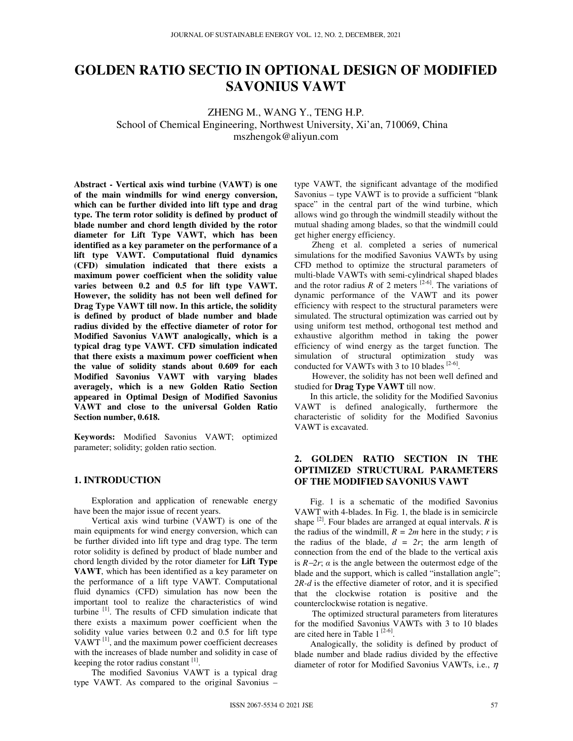# GOLDEN RATIO SECTIO IN OPTIONAL DESIGN OF MODIFIED SAVONIUS VAWT

ZHENG M., WANG Y., TENG H.P.
School of Chemical Engineering, Northwest University, Xi'an, 710069, China
mszhengok@aliyun.com

**Abstract - Vertical axis wind turbine (VAWT) is one of the main windmills for wind energy conversion, which can be further divided into lift type and drag type. The term rotor solidity is defined by product of blade number and chord length divided by the rotor diameter for Lift Type VAWT, which has been identified as a key parameter on the performance of a lift type VAWT. Computational fluid dynamics (CFD) simulation indicated that there exists a maximum power coefficient when the solidity value varies between 0.2 and 0.5 for lift type VAWT. However, the solidity has not been well defined for Drag Type VAWT till now. In this article, the solidity is defined by product of blade number and blade radius divided by the effective diameter of rotor for Modified Savonius VAWT analogically, which is a typical drag type VAWT. CFD simulation indicated that there exists a maximum power coefficient when the value of solidity stands about 0.609 for each Modified Savonius VAWT with varying blades averagely, which is a new Golden Ratio Section appeared in Optimal Design of Modified Savonius VAWT and close to the universal Golden Ratio Section number, 0.618.**

**Keywords:** Modified Savonius VAWT; optimized parameter; solidity; golden ratio section.

## 1. INTRODUCTION

Exploration and application of renewable energy have been the major issue of recent years.

Vertical axis wind turbine (VAWT) is one of the main equipments for wind energy conversion, which can be further divided into lift type and drag type. The term rotor solidity is defined by product of blade number and chord length divided by the rotor diameter for **Lift Type VAWT**, which has been identified as a key parameter on the performance of a lift type VAWT. Computational fluid dynamics (CFD) simulation has now been the important tool to realize the characteristics of wind turbine [1]. The results of CFD simulation indicate that there exists a maximum power coefficient when the solidity value varies between 0.2 and 0.5 for lift type VAWT [1], and the maximum power coefficient decreases with the increases of blade number and solidity in case of keeping the rotor radius constant [1].

The modified Savonius VAWT is a typical drag type VAWT. As compared to the original Savonius – type VAWT, the significant advantage of the modified Savonius – type VAWT is to provide a sufficient "blank space" in the central part of the wind turbine, which allows wind go through the windmill steadily without the mutual shading among blades, so that the windmill could get higher energy efficiency.

Zheng et al. completed a series of numerical simulations for the modified Savonius VAWTs by using CFD method to optimize the structural parameters of multi-blade VAWTs with semi-cylindrical shaped blades and the rotor radius $R$ of 2 meters [2-6]. The variations of dynamic performance of the VAWT and its power efficiency with respect to the structural parameters were simulated. The structural optimization was carried out by using uniform test method, orthogonal test method and exhaustive algorithm method in taking the power efficiency of wind energy as the target function. The simulation of structural optimization study was conducted for VAWTs with 3 to 10 blades [2-6].

However, the solidity has not been well defined and studied for **Drag Type VAWT** till now.

In this article, the solidity for the Modified Savonius VAWT is defined analogically, furthermore the characteristic of solidity for the Modified Savonius VAWT is excavated.

## 2. GOLDEN RATIO SECTION IN THE OPTIMIZED STRUCTURAL PARAMETERS OF THE MODIFIED SAVONIUS VAWT

Fig. 1 is a schematic of the modified Savonius VAWT with 4-blades. In Fig. 1, the blade is in semicircle shape [2]. Four blades are arranged at equal intervals. $R$ is the radius of the windmill, $R = 2m$ here in the study; $r$ is the radius of the blade, $d = 2r$; the arm length of connection from the end of the blade to the vertical axis is $R-2r$; $\alpha$ is the angle between the outermost edge of the blade and the support, which is called "installation angle"; $2R-d$ is the effective diameter of rotor, and it is specified that the clockwise rotation is positive and the counterclockwise rotation is negative.

The optimized structural parameters from literatures for the modified Savonius VAWTs with 3 to 10 blades are cited here in Table 1 [2-6].

Analogically, the solidity is defined by product of blade number and blade radius divided by the effective diameter of rotor for Modified Savonius VAWTs, i.e., $\eta$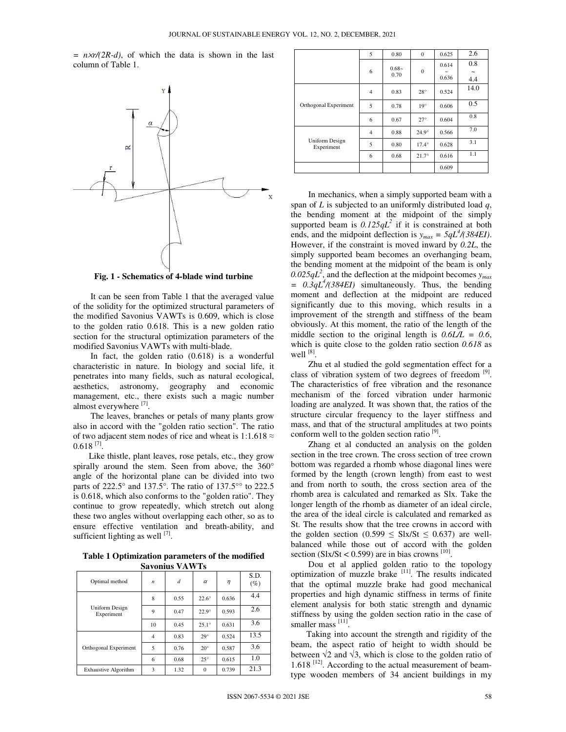$= n \times r/(2R-d)$, of which the data is shown in the last column of Table 1.

**Fig. 1 - Schematics of 4-blade wind turbine**

It can be seen from Table 1 that the averaged value of the solidity for the optimized structural parameters of the modified Savonius VAWTs is 0.609, which is close to the golden ratio 0.618. This is a new golden ratio section for the structural optimization parameters of the modified Savonius VAWTs with multi-blade.

In fact, the golden ratio (0.618) is a wonderful characteristic in nature. In biology and social life, it penetrates into many fields, such as natural ecological, aesthetics, astronomy, geography and economic management, etc., there exists such a magic number almost everywhere [7].

The leaves, branches or petals of many plants grow also in accord with the "golden ratio section". The ratio of two adjacent stem nodes of rice and wheat is 1:1.618 ≈ 0.618 [7].

Like thistle, plant leaves, rose petals, etc., they grow spirally around the stem. Seen from above, the 360° angle of the horizontal plane can be divided into two parts of 222.5° and 137.5°. The ratio of 137.5°° to 222.5 is 0.618, which also conforms to the "golden ratio". They continue to grow repeatedly, which stretch out along these two angles without overlapping each other, so as to ensure effective ventilation and breath-ability, and sufficient lighting as well [7].

**Table 1 Optimization parameters of the modified Savonius VAWTs**

| Optimal method | $n$ | $d$ | $\alpha$ | $\eta$ | S.D. (%) |
|---|---|---|---|---|---|
| Uniform Design Experiment | 8 | 0.55 | 22.6° | 0.636 | 4.4 |
| | 9 | 0.47 | 22.9° | 0.593 | 2.6 |
| | 10 | 0.45 | 25.1° | 0.631 | 3.6 |
| Orthogonal Experiment | 4 | 0.83 | 29° | 0.524 | 13.5 |
| | 5 | 0.76 | 20° | 0.587 | 3.6 |
| | 6 | 0.68 | 25° | 0.615 | 1.0 |
| Exhaustive Algorithm | 3 | 1.32 | 0 | 0.739 | 21.3 |
| | 5 | 0.80 | 0 | 0.625 | 2.6 |
| | 6 | 0.68~ 0.70 | 0 | 0.614 ~ 0.636 | 0.8 ~ 4.4 |
| Orthogonal Experiment | 4 | 0.83 | 28° | 0.524 | 14.0 |
| | 5 | 0.78 | 19° | 0.606 | 0.5 |
| | 6 | 0.67 | 27° | 0.604 | 0.8 |
| Uniform Design Experiment | 4 | 0.88 | 24.9° | 0.566 | 7.0 |
| | 5 | 0.80 | 17.4° | 0.628 | 3.1 |
| | 6 | 0.68 | 21.7° | 0.616 | 1.1 |
| | | | | 0.609 | |

In mechanics, when a simply supported beam with a span of $L$ is subjected to an uniformly distributed load $q$, the bending moment at the midpoint of the simply supported beam is $0.125qL^2$ if it is constrained at both ends, and the midpoint deflection is $y_{max} = 5qL^4/(384EI)$. However, if the constraint is moved inward by $0.2L$, the simply supported beam becomes an overhanging beam, the bending moment at the midpoint of the beam is only $0.025qL^2$, and the deflection at the midpoint becomes $y_{max} = 0.3qL^4/(384EI)$ simultaneously. Thus, the bending moment and deflection at the midpoint are reduced significantly due to this moving, which results in a improvement of the strength and stiffness of the beam obviously. At this moment, the ratio of the length of the middle section to the original length is $0.6L/L = 0.6$, which is quite close to the golden ratio section $0.618$ as well [8].

Zhu et al studied the gold segmentation effect for a class of vibration system of two degrees of freedom [9]. The characteristics of free vibration and the resonance mechanism of the forced vibration under harmonic loading are analyzed. It was shown that, the ratios of the structure circular frequency to the layer stiffness and mass, and that of the structural amplitudes at two points conform well to the golden section ratio [9].

Zhang et al conducted an analysis on the golden section in the tree crown. The cross section of tree crown bottom was regarded a rhomb whose diagonal lines were formed by the length (crown length) from east to west and from north to south, the cross section area of the rhomb area is calculated and remarked as Slx. Take the longer length of the rhomb as diameter of an ideal circle, the area of the ideal circle is calculated and remarked as St. The results show that the tree crowns in accord with the golden section ($0.599 \leq$ Slx/St $\leq 0.637$) are well-balanced while those out of accord with the golden section (Slx/St $< 0.599$) are in bias crowns [10].

Dou et al applied golden ratio to the topology optimization of muzzle brake [11]. The results indicated that the optimal muzzle brake had good mechanical properties and high dynamic stiffness in terms of finite element analysis for both static strength and dynamic stiffness by using the golden section ratio in the case of smaller mass [11].

Taking into account the strength and rigidity of the beam, the aspect ratio of height to width should be between $\sqrt{2}$ and $\sqrt{3}$, which is close to the golden ratio of 1.618 [12]. According to the actual measurement of beam-type wooden members of 34 ancient buildings in my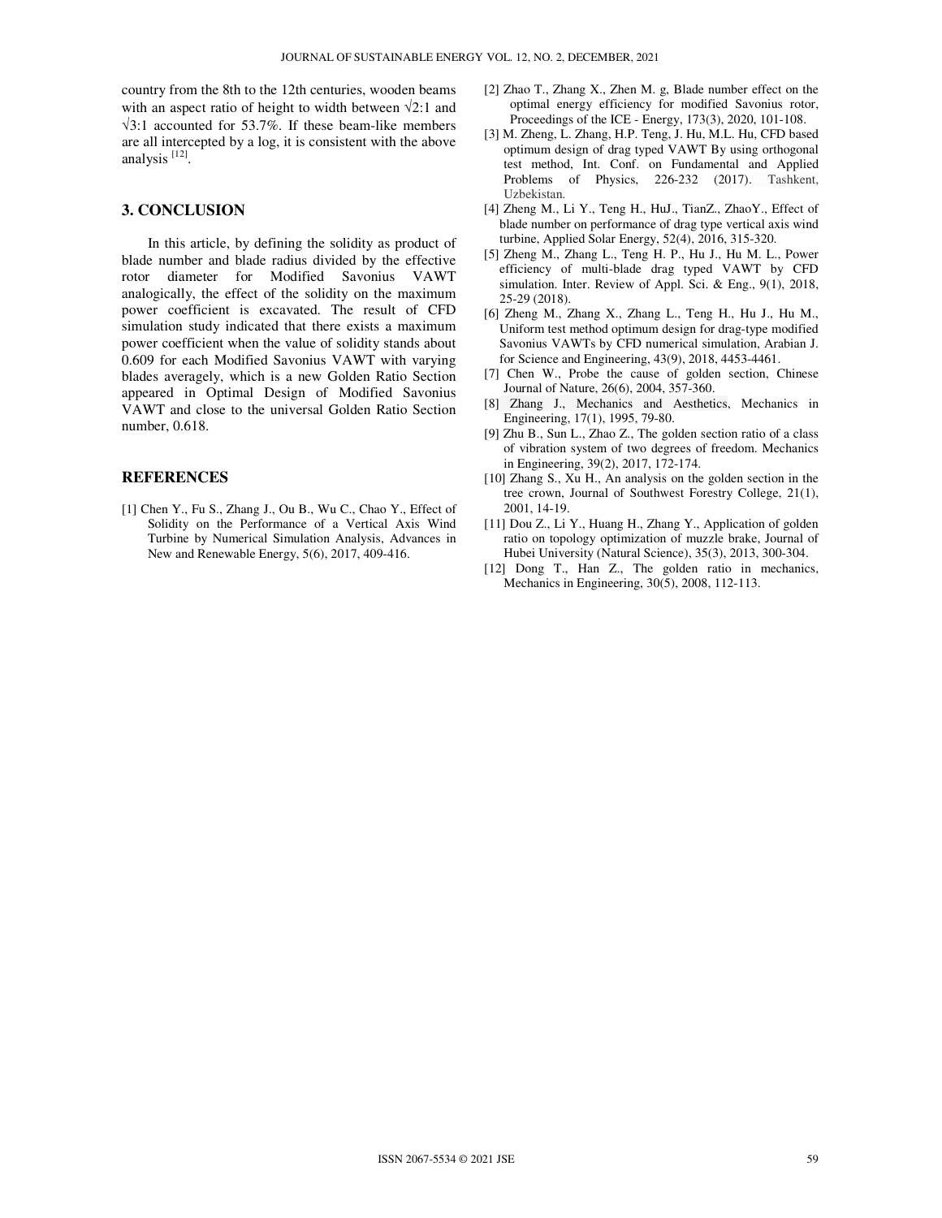country from the 8th to the 12th centuries, wooden beams with an aspect ratio of height to width between $\sqrt{2}:1$ and $\sqrt{3}:1$ accounted for 53.7%. If these beam-like members are all intercepted by a log, it is consistent with the above analysis [12].

## 3. CONCLUSION

In this article, by defining the solidity as product of blade number and blade radius divided by the effective rotor diameter for Modified Savonius VAWT analogically, the effect of the solidity on the maximum power coefficient is excavated. The result of CFD simulation study indicated that there exists a maximum power coefficient when the value of solidity stands about 0.609 for each Modified Savonius VAWT with varying blades averagely, which is a new Golden Ratio Section appeared in Optimal Design of Modified Savonius VAWT and close to the universal Golden Ratio Section number, 0.618.

## REFERENCES

[1] Chen Y., Fu S., Zhang J., Ou B., Wu C., Chao Y., Effect of Solidity on the Performance of a Vertical Axis Wind Turbine by Numerical Simulation Analysis, Advances in New and Renewable Energy, 5(6), 2017, 409-416.

[2] Zhao T., Zhang X., Zhen M. g, Blade number effect on the optimal energy efficiency for modified Savonius rotor, Proceedings of the ICE - Energy, 173(3), 2020, 101-108.

[3] M. Zheng, L. Zhang, H.P. Teng, J. Hu, M.L. Hu, CFD based optimum design of drag typed VAWT By using orthogonal test method, Int. Conf. on Fundamental and Applied Problems of Physics, 226-232 (2017). Tashkent, Uzbekistan.

[4] Zheng M., Li Y., Teng H., HuJ., TianZ., ZhaoY., Effect of blade number on performance of drag type vertical axis wind turbine, Applied Solar Energy, 52(4), 2016, 315-320.

[5] Zheng M., Zhang L., Teng H. P., Hu J., Hu M. L., Power efficiency of multi-blade drag typed VAWT by CFD simulation. Inter. Review of Appl. Sci. & Eng., 9(1), 2018, 25-29 (2018).

[6] Zheng M., Zhang X., Zhang L., Teng H., Hu J., Hu M., Uniform test method optimum design for drag-type modified Savonius VAWTs by CFD numerical simulation, Arabian J. for Science and Engineering, 43(9), 2018, 4453-4461.

[7] Chen W., Probe the cause of golden section, Chinese Journal of Nature, 26(6), 2004, 357-360.

[8] Zhang J., Mechanics and Aesthetics, Mechanics in Engineering, 17(1), 1995, 79-80.

[9] Zhu B., Sun L., Zhao Z., The golden section ratio of a class of vibration system of two degrees of freedom. Mechanics in Engineering, 39(2), 2017, 172-174.

[10] Zhang S., Xu H., An analysis on the golden section in the tree crown, Journal of Southwest Forestry College, 21(1), 2001, 14-19.

[11] Dou Z., Li Y., Huang H., Zhang Y., Application of golden ratio on topology optimization of muzzle brake, Journal of Hubei University (Natural Science), 35(3), 2013, 300-304.

[12] Dong T., Han Z., The golden ratio in mechanics, Mechanics in Engineering, 30(5), 2008, 112-113.